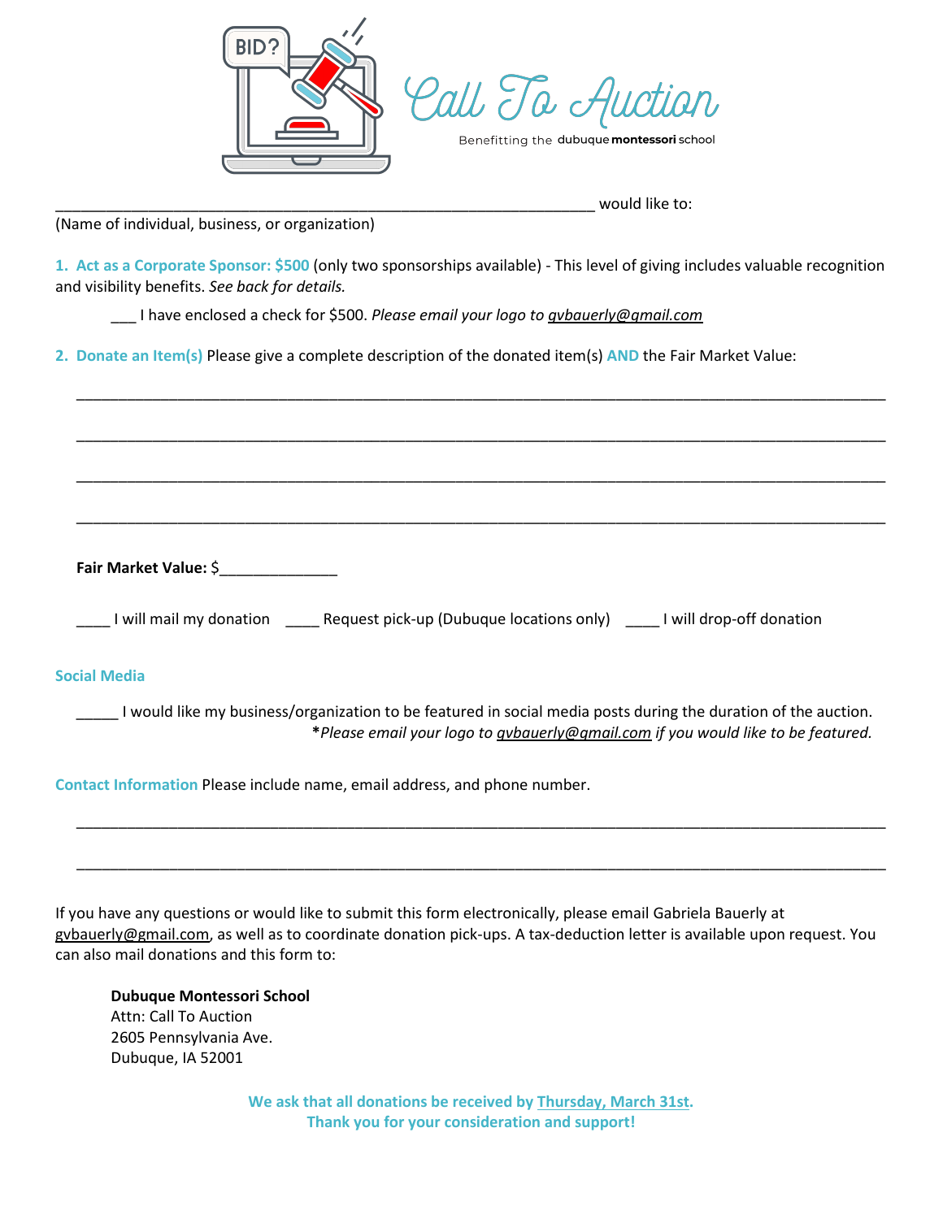# Call To Auction

Benefitting the dubuque **montessori** school

_________________________________________________________________ would like to:
(Name of individual, business, or organization)

**1. Act as a Corporate Sponsor: $500** (only two sponsorships available) - This level of giving includes valuable recognition and visibility benefits. *See back for details.*

___ I have enclosed a check for $500. *Please email your logo to gvbauerly@gmail.com*

**2. Donate an Item(s)** Please give a complete description of the donated item(s) **AND** the Fair Market Value:

_______________________________________________________________________________________________

_______________________________________________________________________________________________

_______________________________________________________________________________________________

_______________________________________________________________________________________________

**Fair Market Value:** $______________

____ I will mail my donation ____ Request pick-up (Dubuque locations only) ____ I will drop-off donation

## Social Media

_____ I would like my business/organization to be featured in social media posts during the duration of the auction.
**\***Please email your logo to gvbauerly@gmail.com if you would like to be featured.*

**Contact Information** Please include name, email address, and phone number.

_______________________________________________________________________________________________

_______________________________________________________________________________________________

If you have any questions or would like to submit this form electronically, please email Gabriela Bauerly at gvbauerly@gmail.com, as well as to coordinate donation pick-ups. A tax-deduction letter is available upon request. You can also mail donations and this form to:

**Dubuque Montessori School**
Attn: Call To Auction
2605 Pennsylvania Ave.
Dubuque, IA 52001

**We ask that all donations be received by Thursday, March 31st.**
**Thank you for your consideration and support!**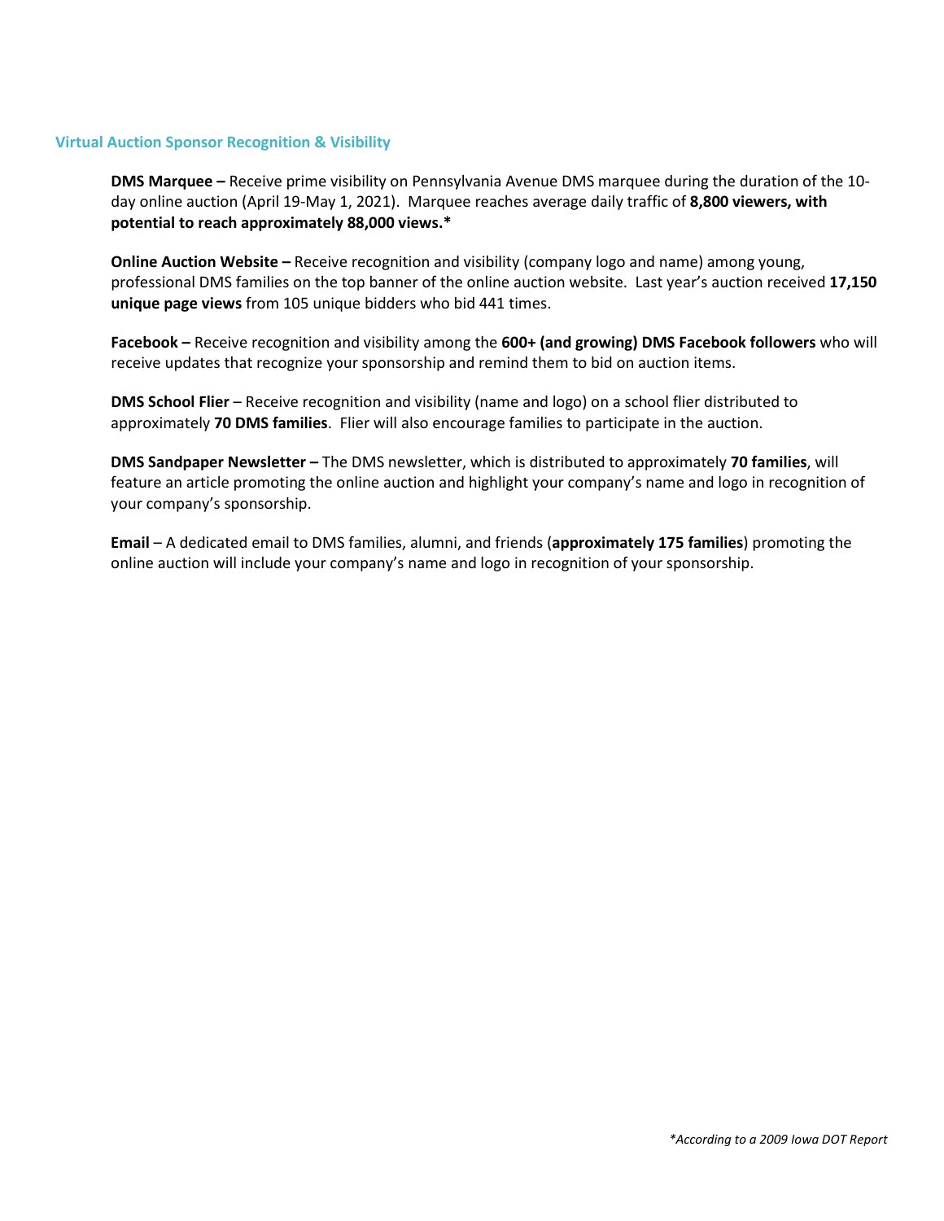## Virtual Auction Sponsor Recognition & Visibility

**DMS Marquee –** Receive prime visibility on Pennsylvania Avenue DMS marquee during the duration of the 10-day online auction (April 19-May 1, 2021). Marquee reaches average daily traffic of **8,800 viewers, with potential to reach approximately 88,000 views.***

**Online Auction Website –** Receive recognition and visibility (company logo and name) among young, professional DMS families on the top banner of the online auction website. Last year's auction received **17,150 unique page views** from 105 unique bidders who bid 441 times.

**Facebook –** Receive recognition and visibility among the **600+ (and growing) DMS Facebook followers** who will receive updates that recognize your sponsorship and remind them to bid on auction items.

**DMS School Flier** – Receive recognition and visibility (name and logo) on a school flier distributed to approximately **70 DMS families**. Flier will also encourage families to participate in the auction.

**DMS Sandpaper Newsletter –** The DMS newsletter, which is distributed to approximately **70 families**, will feature an article promoting the online auction and highlight your company's name and logo in recognition of your company's sponsorship.

**Email** – A dedicated email to DMS families, alumni, and friends (**approximately 175 families**) promoting the online auction will include your company's name and logo in recognition of your sponsorship.

*\*According to a 2009 Iowa DOT Report*